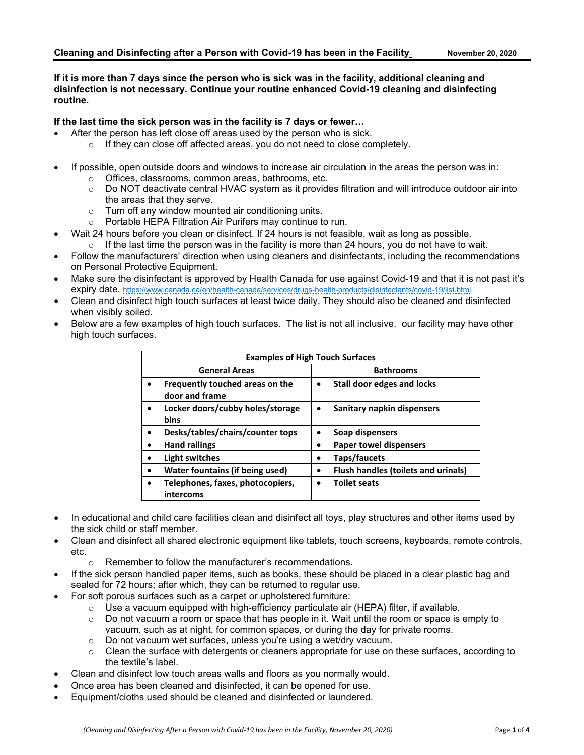## Cleaning and Disinfecting after a Person with Covid-19 has been in the Facility

**November 20, 2020**

**If it is more than 7 days since the person who is sick was in the facility, additional cleaning and disinfection is not necessary. Continue your routine enhanced Covid-19 cleaning and disinfecting routine.**

**If the last time the sick person was in the facility is 7 days or fewer…**

- After the person has left close off areas used by the person who is sick.
  - If they can close off affected areas, you do not need to close completely.
- If possible, open outside doors and windows to increase air circulation in the areas the person was in:
  - Offices, classrooms, common areas, bathrooms, etc.
  - Do NOT deactivate central HVAC system as it provides filtration and will introduce outdoor air into the areas that they serve.
  - Turn off any window mounted air conditioning units.
  - Portable HEPA Filtration Air Purifers may continue to run.
- Wait 24 hours before you clean or disinfect. If 24 hours is not feasible, wait as long as possible.
  - If the last time the person was in the facility is more than 24 hours, you do not have to wait.
- Follow the manufacturers' direction when using cleaners and disinfectants, including the recommendations on Personal Protective Equipment.
- Make sure the disinfectant is approved by Health Canada for use against Covid-19 and that it is not past it's expiry date. https://www.canada.ca/en/health-canada/services/drugs-health-products/disinfectants/covid-19/list.html
- Clean and disinfect high touch surfaces at least twice daily. They should also be cleaned and disinfected when visibly soiled.
- Below are a few examples of high touch surfaces. The list is not all inclusive. our facility may have other high touch surfaces.

| **Examples of High Touch Surfaces** | |
|---|---|
| **General Areas** | **Bathrooms** |
| • **Frequently touched areas on the door and frame** | • **Stall door edges and locks** |
| • **Locker doors/cubby holes/storage bins** | • **Sanitary napkin dispensers** |
| • **Desks/tables/chairs/counter tops** | • **Soap dispensers** |
| • **Hand railings** | • **Paper towel dispensers** |
| • **Light switches** | • **Taps/faucets** |
| • **Water fountains (if being used)** | • **Flush handles (toilets and urinals)** |
| • **Telephones, faxes, photocopiers, intercoms** | • **Toilet seats** |

- In educational and child care facilities clean and disinfect all toys, play structures and other items used by the sick child or staff member.
- Clean and disinfect all shared electronic equipment like tablets, touch screens, keyboards, remote controls, etc.
  - Remember to follow the manufacturer's recommendations.
- If the sick person handled paper items, such as books, these should be placed in a clear plastic bag and sealed for 72 hours; after which, they can be returned to regular use.
- For soft porous surfaces such as a carpet or upholstered furniture:
  - Use a vacuum equipped with high-efficiency particulate air (HEPA) filter, if available.
  - Do not vacuum a room or space that has people in it. Wait until the room or space is empty to vacuum, such as at night, for common spaces, or during the day for private rooms.
  - Do not vacuum wet surfaces, unless you're using a wet/dry vacuum.
  - Clean the surface with detergents or cleaners appropriate for use on these surfaces, according to the textile's label.
- Clean and disinfect low touch areas walls and floors as you normally would.
- Once area has been cleaned and disinfected, it can be opened for use.
- Equipment/cloths used should be cleaned and disinfected or laundered.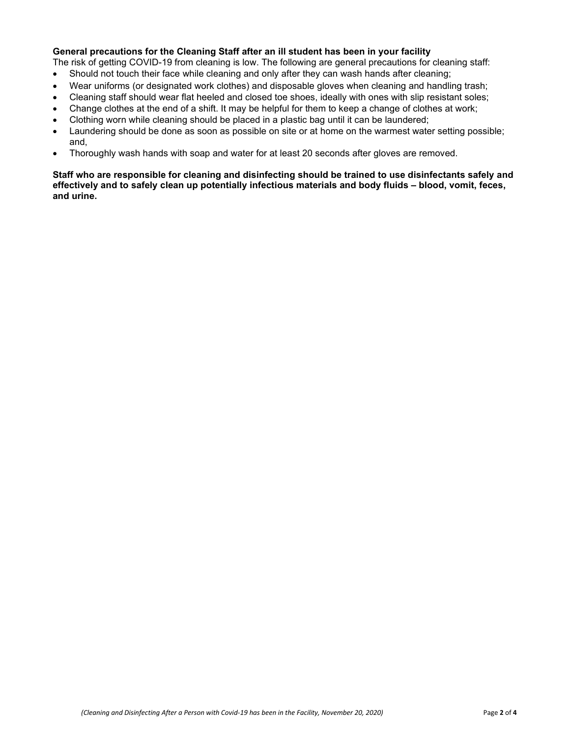**General precautions for the Cleaning Staff after an ill student has been in your facility**

The risk of getting COVID-19 from cleaning is low. The following are general precautions for cleaning staff:

- Should not touch their face while cleaning and only after they can wash hands after cleaning;
- Wear uniforms (or designated work clothes) and disposable gloves when cleaning and handling trash;
- Cleaning staff should wear flat heeled and closed toe shoes, ideally with ones with slip resistant soles;
- Change clothes at the end of a shift. It may be helpful for them to keep a change of clothes at work;
- Clothing worn while cleaning should be placed in a plastic bag until it can be laundered;
- Laundering should be done as soon as possible on site or at home on the warmest water setting possible; and,
- Thoroughly wash hands with soap and water for at least 20 seconds after gloves are removed.

**Staff who are responsible for cleaning and disinfecting should be trained to use disinfectants safely and effectively and to safely clean up potentially infectious materials and body fluids – blood, vomit, feces, and urine.**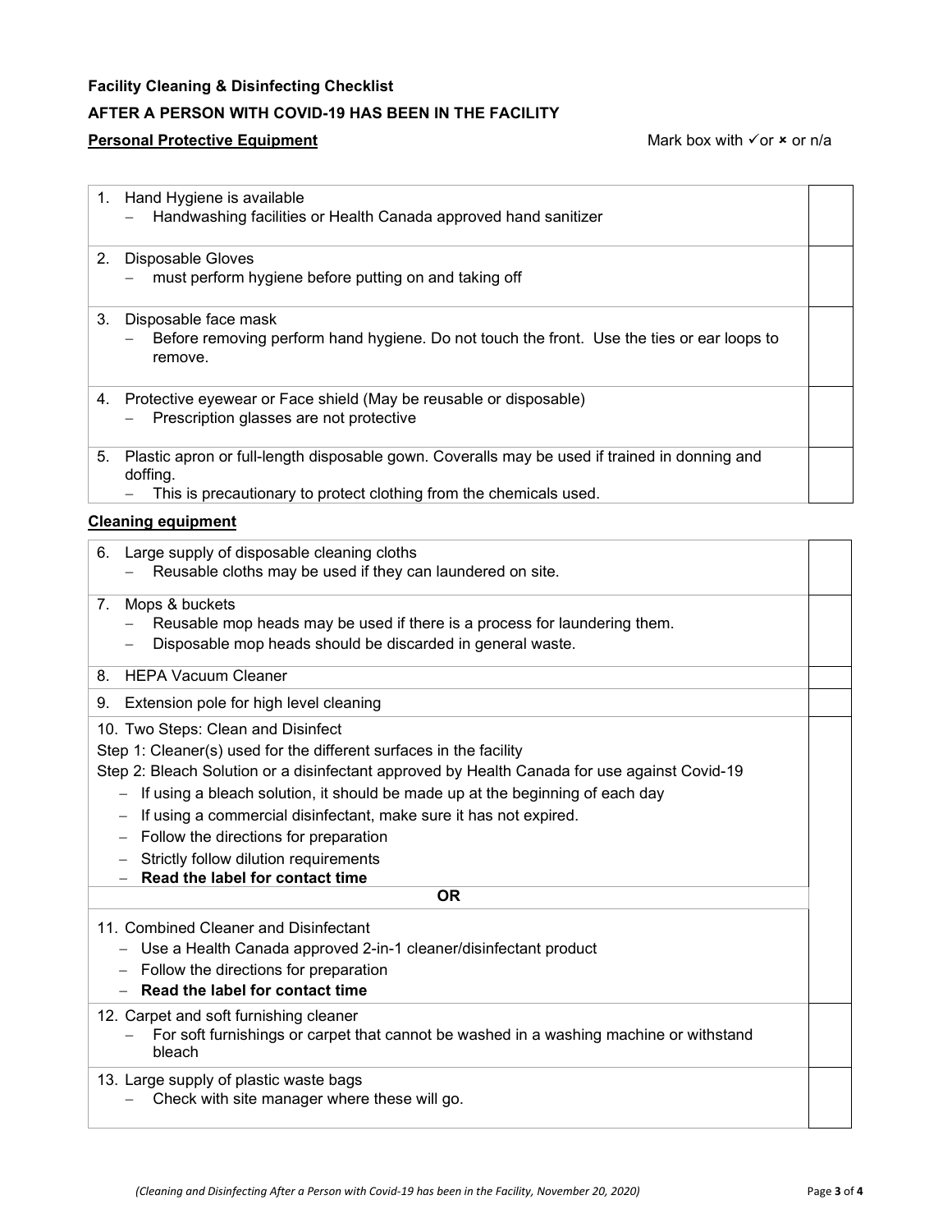**Facility Cleaning & Disinfecting Checklist**

**AFTER A PERSON WITH COVID-19 HAS BEEN IN THE FACILITY**

**Personal Protective Equipment** Mark box with ✓or × or n/a

| Item | |
|---|---|
| 1. Hand Hygiene is available<br>– Handwashing facilities or Health Canada approved hand sanitizer | |
| 2. Disposable Gloves<br>– must perform hygiene before putting on and taking off | |
| 3. Disposable face mask<br>– Before removing perform hand hygiene. Do not touch the front. Use the ties or ear loops to remove. | |
| 4. Protective eyewear or Face shield (May be reusable or disposable)<br>– Prescription glasses are not protective | |
| 5. Plastic apron or full-length disposable gown. Coveralls may be used if trained in donning and doffing.<br>– This is precautionary to protect clothing from the chemicals used. | |

**Cleaning equipment**

| Item | |
|---|---|
| 6. Large supply of disposable cleaning cloths<br>– Reusable cloths may be used if they can laundered on site. | |
| 7. Mops & buckets<br>– Reusable mop heads may be used if there is a process for laundering them.<br>– Disposable mop heads should be discarded in general waste. | |
| 8. HEPA Vacuum Cleaner | |
| 9. Extension pole for high level cleaning | |
| 10. Two Steps: Clean and Disinfect<br>Step 1: Cleaner(s) used for the different surfaces in the facility<br>Step 2: Bleach Solution or a disinfectant approved by Health Canada for use against Covid-19<br>– If using a bleach solution, it should be made up at the beginning of each day<br>– If using a commercial disinfectant, make sure it has not expired.<br>– Follow the directions for preparation<br>– Strictly follow dilution requirements<br>– **Read the label for contact time** | |
| **OR** | |
| 11. Combined Cleaner and Disinfectant<br>– Use a Health Canada approved 2-in-1 cleaner/disinfectant product<br>– Follow the directions for preparation<br>– **Read the label for contact time** | |
| 12. Carpet and soft furnishing cleaner<br>– For soft furnishings or carpet that cannot be washed in a washing machine or withstand bleach | |
| 13. Large supply of plastic waste bags<br>– Check with site manager where these will go. | |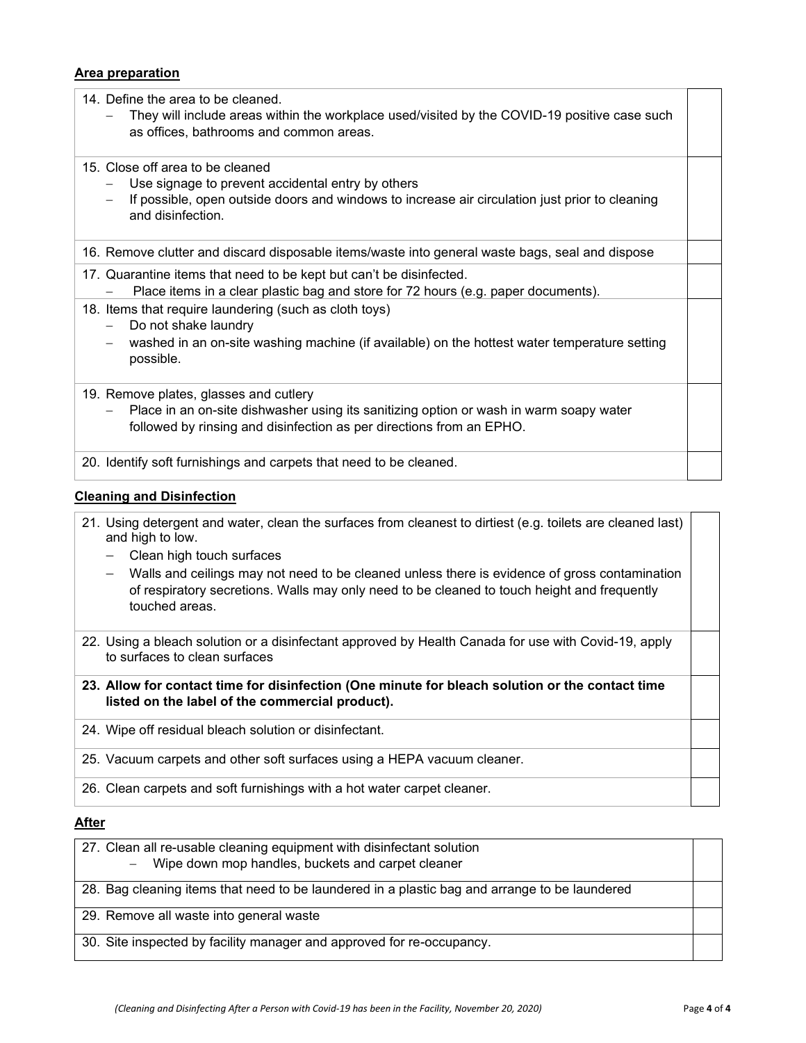**Area preparation**

| | |
|---|---|
| 14. Define the area to be cleaned.<br>– They will include areas within the workplace used/visited by the COVID-19 positive case such as offices, bathrooms and common areas. | |
| 15. Close off area to be cleaned<br>– Use signage to prevent accidental entry by others<br>– If possible, open outside doors and windows to increase air circulation just prior to cleaning and disinfection. | |
| 16. Remove clutter and discard disposable items/waste into general waste bags, seal and dispose | |
| 17. Quarantine items that need to be kept but can't be disinfected.<br>– Place items in a clear plastic bag and store for 72 hours (e.g. paper documents). | |
| 18. Items that require laundering (such as cloth toys)<br>– Do not shake laundry<br>– washed in an on-site washing machine (if available) on the hottest water temperature setting possible. | |
| 19. Remove plates, glasses and cutlery<br>– Place in an on-site dishwasher using its sanitizing option or wash in warm soapy water followed by rinsing and disinfection as per directions from an EPHO. | |
| 20. Identify soft furnishings and carpets that need to be cleaned. | |

**Cleaning and Disinfection**

| | |
|---|---|
| 21. Using detergent and water, clean the surfaces from cleanest to dirtiest (e.g. toilets are cleaned last) and high to low.<br>– Clean high touch surfaces<br>– Walls and ceilings may not need to be cleaned unless there is evidence of gross contamination of respiratory secretions. Walls may only need to be cleaned to touch height and frequently touched areas. | |
| 22. Using a bleach solution or a disinfectant approved by Health Canada for use with Covid-19, apply to surfaces to clean surfaces | |
| **23. Allow for contact time for disinfection (One minute for bleach solution or the contact time listed on the label of the commercial product).** | |
| 24. Wipe off residual bleach solution or disinfectant. | |
| 25. Vacuum carpets and other soft surfaces using a HEPA vacuum cleaner. | |
| 26. Clean carpets and soft furnishings with a hot water carpet cleaner. | |

**After**

| | |
|---|---|
| 27. Clean all re-usable cleaning equipment with disinfectant solution<br>– Wipe down mop handles, buckets and carpet cleaner | |
| 28. Bag cleaning items that need to be laundered in a plastic bag and arrange to be laundered | |
| 29. Remove all waste into general waste | |
| 30. Site inspected by facility manager and approved for re-occupancy. | |